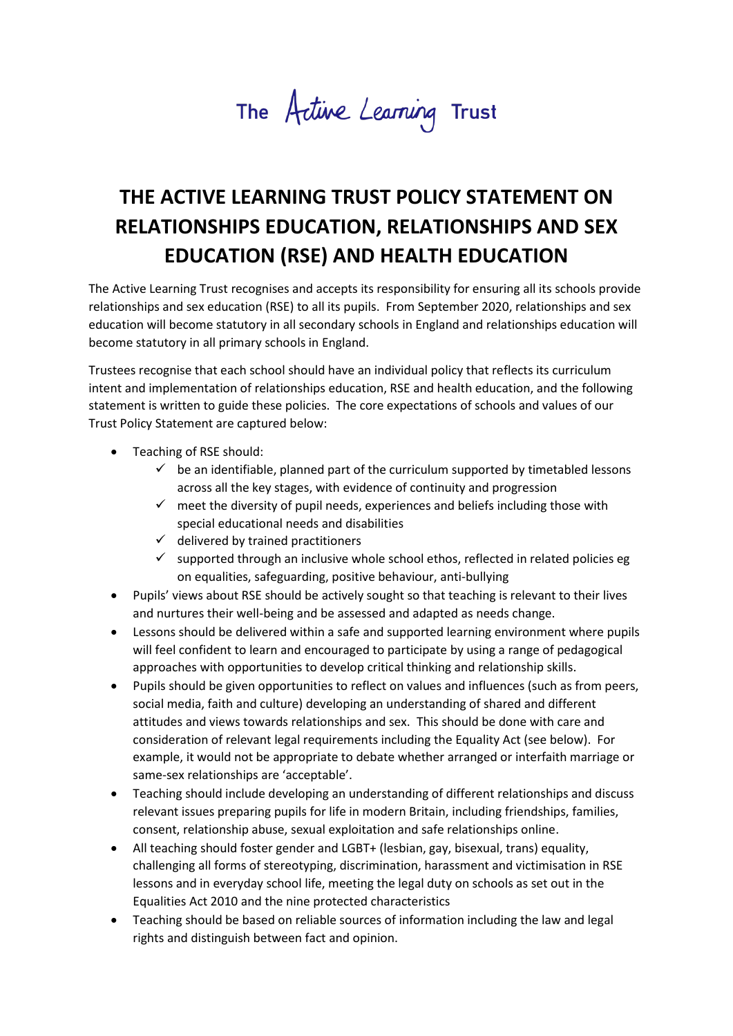The Active Learning Trust

# THE ACTIVE LEARNING TRUST POLICY STATEMENT ON RELATIONSHIPS EDUCATION, RELATIONSHIPS AND SEX EDUCATION (RSE) AND HEALTH EDUCATION

The Active Learning Trust recognises and accepts its responsibility for ensuring all its schools provide relationships and sex education (RSE) to all its pupils. From September 2020, relationships and sex education will become statutory in all secondary schools in England and relationships education will become statutory in all primary schools in England.

Trustees recognise that each school should have an individual policy that reflects its curriculum intent and implementation of relationships education, RSE and health education, and the following statement is written to guide these policies. The core expectations of schools and values of our Trust Policy Statement are captured below:

- Teaching of RSE should:
  - ✓ be an identifiable, planned part of the curriculum supported by timetabled lessons across all the key stages, with evidence of continuity and progression
  - ✓ meet the diversity of pupil needs, experiences and beliefs including those with special educational needs and disabilities
  - ✓ delivered by trained practitioners
  - ✓ supported through an inclusive whole school ethos, reflected in related policies eg on equalities, safeguarding, positive behaviour, anti-bullying
- Pupils' views about RSE should be actively sought so that teaching is relevant to their lives and nurtures their well-being and be assessed and adapted as needs change.
- Lessons should be delivered within a safe and supported learning environment where pupils will feel confident to learn and encouraged to participate by using a range of pedagogical approaches with opportunities to develop critical thinking and relationship skills.
- Pupils should be given opportunities to reflect on values and influences (such as from peers, social media, faith and culture) developing an understanding of shared and different attitudes and views towards relationships and sex. This should be done with care and consideration of relevant legal requirements including the Equality Act (see below). For example, it would not be appropriate to debate whether arranged or interfaith marriage or same-sex relationships are 'acceptable'.
- Teaching should include developing an understanding of different relationships and discuss relevant issues preparing pupils for life in modern Britain, including friendships, families, consent, relationship abuse, sexual exploitation and safe relationships online.
- All teaching should foster gender and LGBT+ (lesbian, gay, bisexual, trans) equality, challenging all forms of stereotyping, discrimination, harassment and victimisation in RSE lessons and in everyday school life, meeting the legal duty on schools as set out in the Equalities Act 2010 and the nine protected characteristics
- Teaching should be based on reliable sources of information including the law and legal rights and distinguish between fact and opinion.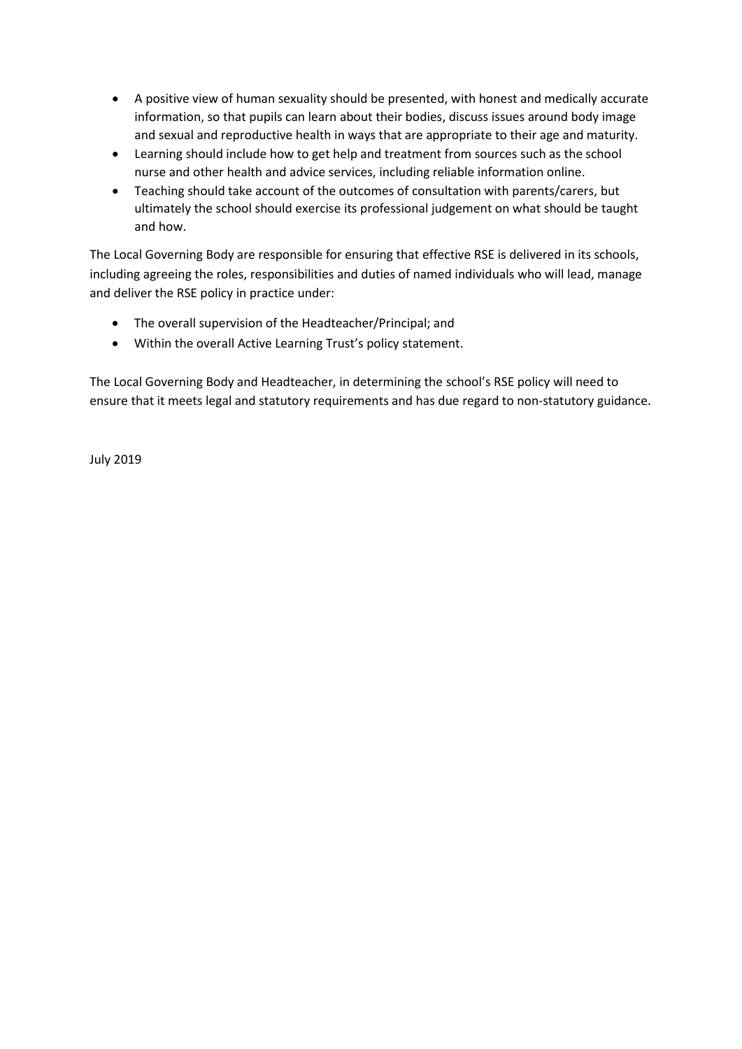- A positive view of human sexuality should be presented, with honest and medically accurate information, so that pupils can learn about their bodies, discuss issues around body image and sexual and reproductive health in ways that are appropriate to their age and maturity.
- Learning should include how to get help and treatment from sources such as the school nurse and other health and advice services, including reliable information online.
- Teaching should take account of the outcomes of consultation with parents/carers, but ultimately the school should exercise its professional judgement on what should be taught and how.

The Local Governing Body are responsible for ensuring that effective RSE is delivered in its schools, including agreeing the roles, responsibilities and duties of named individuals who will lead, manage and deliver the RSE policy in practice under:

- The overall supervision of the Headteacher/Principal; and
- Within the overall Active Learning Trust's policy statement.

The Local Governing Body and Headteacher, in determining the school's RSE policy will need to ensure that it meets legal and statutory requirements and has due regard to non-statutory guidance.

July 2019